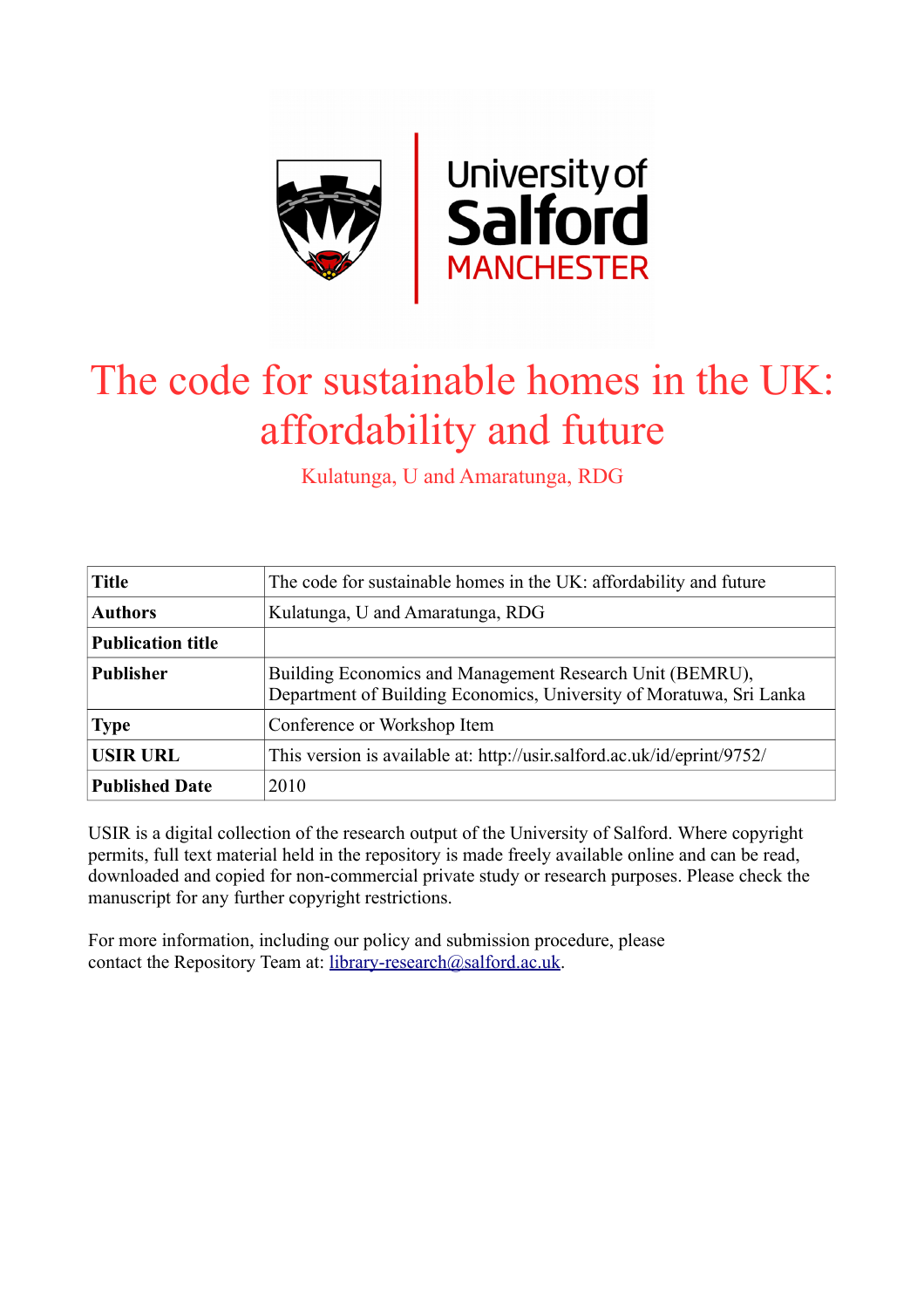# The code for sustainable homes in the UK: affordability and future

Kulatunga, U and Amaratunga, RDG

| Title | The code for sustainable homes in the UK: affordability and future |
|---|---|
| Authors | Kulatunga, U and Amaratunga, RDG |
| Publication title | |
| Publisher | Building Economics and Management Research Unit (BEMRU), Department of Building Economics, University of Moratuwa, Sri Lanka |
| Type | Conference or Workshop Item |
| USIR URL | This version is available at: http://usir.salford.ac.uk/id/eprint/9752/ |
| Published Date | 2010 |

USIR is a digital collection of the research output of the University of Salford. Where copyright permits, full text material held in the repository is made freely available online and can be read, downloaded and copied for non-commercial private study or research purposes. Please check the manuscript for any further copyright restrictions.

For more information, including our policy and submission procedure, please contact the Repository Team at: library-research@salford.ac.uk.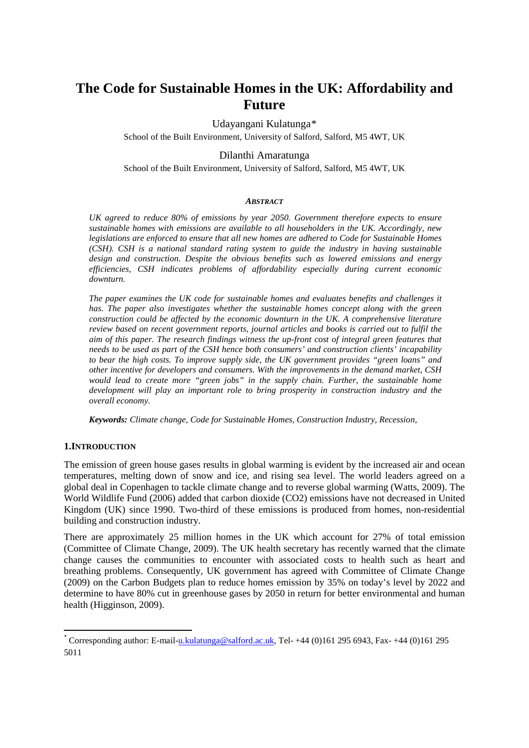# The Code for Sustainable Homes in the UK: Affordability and Future

Udayangani Kulatunga*

School of the Built Environment, University of Salford, Salford, M5 4WT, UK

Dilanthi Amaratunga

School of the Built Environment, University of Salford, Salford, M5 4WT, UK

***ABSTRACT***

*UK agreed to reduce 80% of emissions by year 2050. Government therefore expects to ensure sustainable homes with emissions are available to all householders in the UK. Accordingly, new legislations are enforced to ensure that all new homes are adhered to Code for Sustainable Homes (CSH). CSH is a national standard rating system to guide the industry in having sustainable design and construction. Despite the obvious benefits such as lowered emissions and energy efficiencies, CSH indicates problems of affordability especially during current economic downturn.*

*The paper examines the UK code for sustainable homes and evaluates benefits and challenges it has. The paper also investigates whether the sustainable homes concept along with the green construction could be affected by the economic downturn in the UK. A comprehensive literature review based on recent government reports, journal articles and books is carried out to fulfil the aim of this paper. The research findings witness the up-front cost of integral green features that needs to be used as part of the CSH hence both consumers' and construction clients' incapability to bear the high costs. To improve supply side, the UK government provides "green loans" and other incentive for developers and consumers. With the improvements in the demand market, CSH would lead to create more "green jobs" in the supply chain. Further, the sustainable home development will play an important role to bring prosperity in construction industry and the overall economy.*

***Keywords:*** *Climate change, Code for Sustainable Homes, Construction Industry, Recession,*

## 1. INTRODUCTION

The emission of green house gases results in global warming is evident by the increased air and ocean temperatures, melting down of snow and ice, and rising sea level. The world leaders agreed on a global deal in Copenhagen to tackle climate change and to reverse global warming (Watts, 2009). The World Wildlife Fund (2006) added that carbon dioxide ($CO_2$) emissions have not decreased in United Kingdom (UK) since 1990. Two-third of these emissions is produced from homes, non-residential building and construction industry.

There are approximately 25 million homes in the UK which account for 27% of total emission (Committee of Climate Change, 2009). The UK health secretary has recently warned that the climate change causes the communities to encounter with associated costs to health such as heart and breathing problems. Consequently, UK government has agreed with Committee of Climate Change (2009) on the Carbon Budgets plan to reduce homes emission by 35% on today's level by 2022 and determine to have 80% cut in greenhouse gases by 2050 in return for better environmental and human health (Higginson, 2009).

* Corresponding author: E-mail-u.kulatunga@salford.ac.uk, Tel- +44 (0)161 295 6943, Fax- +44 (0)161 295 5011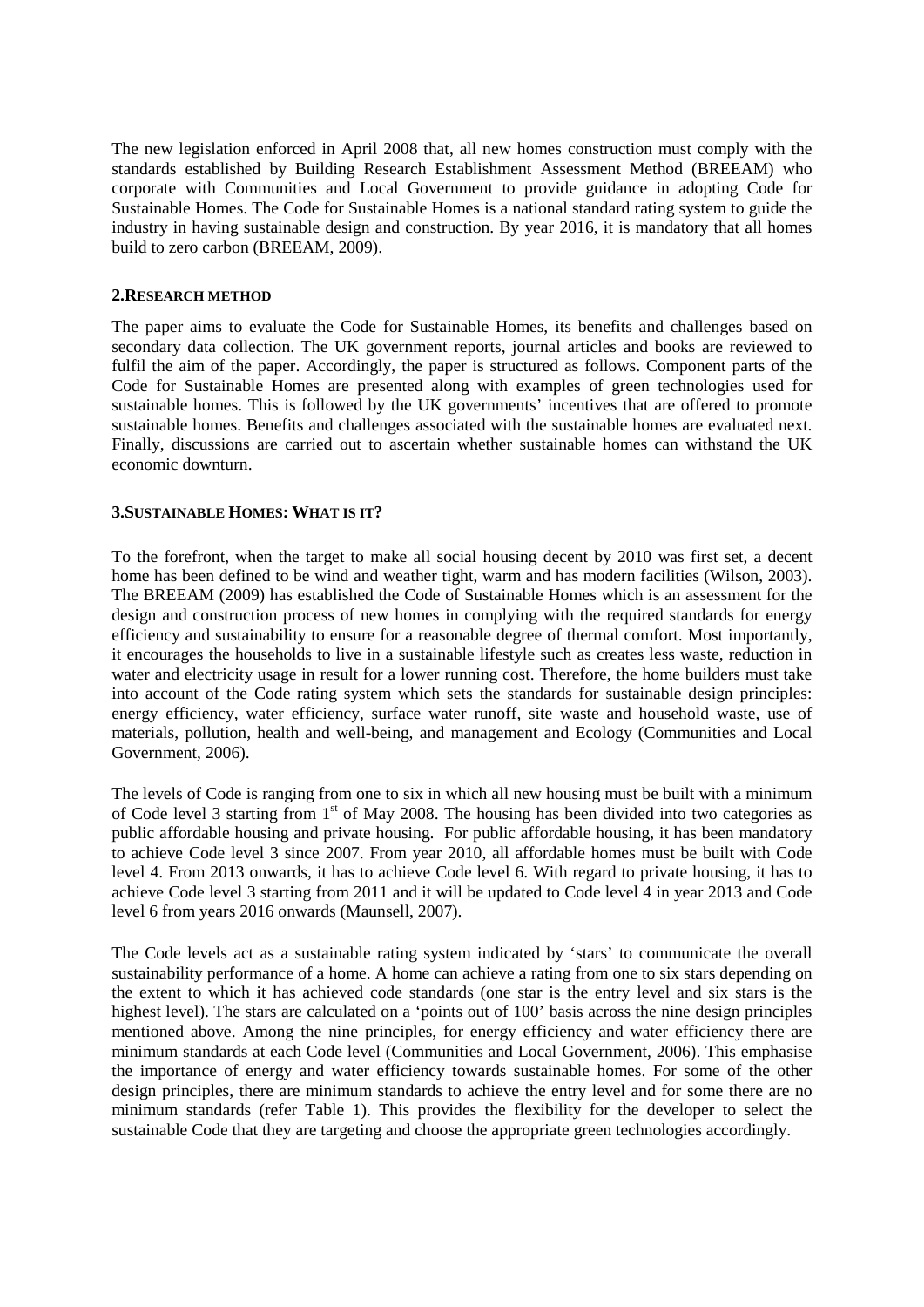The new legislation enforced in April 2008 that, all new homes construction must comply with the standards established by Building Research Establishment Assessment Method (BREEAM) who corporate with Communities and Local Government to provide guidance in adopting Code for Sustainable Homes. The Code for Sustainable Homes is a national standard rating system to guide the industry in having sustainable design and construction. By year 2016, it is mandatory that all homes build to zero carbon (BREEAM, 2009).

## 2.RESEARCH METHOD

The paper aims to evaluate the Code for Sustainable Homes, its benefits and challenges based on secondary data collection. The UK government reports, journal articles and books are reviewed to fulfil the aim of the paper. Accordingly, the paper is structured as follows. Component parts of the Code for Sustainable Homes are presented along with examples of green technologies used for sustainable homes. This is followed by the UK governments' incentives that are offered to promote sustainable homes. Benefits and challenges associated with the sustainable homes are evaluated next. Finally, discussions are carried out to ascertain whether sustainable homes can withstand the UK economic downturn.

## 3.SUSTAINABLE HOMES: WHAT IS IT?

To the forefront, when the target to make all social housing decent by 2010 was first set, a decent home has been defined to be wind and weather tight, warm and has modern facilities (Wilson, 2003). The BREEAM (2009) has established the Code of Sustainable Homes which is an assessment for the design and construction process of new homes in complying with the required standards for energy efficiency and sustainability to ensure for a reasonable degree of thermal comfort. Most importantly, it encourages the households to live in a sustainable lifestyle such as creates less waste, reduction in water and electricity usage in result for a lower running cost. Therefore, the home builders must take into account of the Code rating system which sets the standards for sustainable design principles: energy efficiency, water efficiency, surface water runoff, site waste and household waste, use of materials, pollution, health and well-being, and management and Ecology (Communities and Local Government, 2006).

The levels of Code is ranging from one to six in which all new housing must be built with a minimum of Code level 3 starting from 1st of May 2008. The housing has been divided into two categories as public affordable housing and private housing. For public affordable housing, it has been mandatory to achieve Code level 3 since 2007. From year 2010, all affordable homes must be built with Code level 4. From 2013 onwards, it has to achieve Code level 6. With regard to private housing, it has to achieve Code level 3 starting from 2011 and it will be updated to Code level 4 in year 2013 and Code level 6 from years 2016 onwards (Maunsell, 2007).

The Code levels act as a sustainable rating system indicated by 'stars' to communicate the overall sustainability performance of a home. A home can achieve a rating from one to six stars depending on the extent to which it has achieved code standards (one star is the entry level and six stars is the highest level). The stars are calculated on a 'points out of 100' basis across the nine design principles mentioned above. Among the nine principles, for energy efficiency and water efficiency there are minimum standards at each Code level (Communities and Local Government, 2006). This emphasise the importance of energy and water efficiency towards sustainable homes. For some of the other design principles, there are minimum standards to achieve the entry level and for some there are no minimum standards (refer Table 1). This provides the flexibility for the developer to select the sustainable Code that they are targeting and choose the appropriate green technologies accordingly.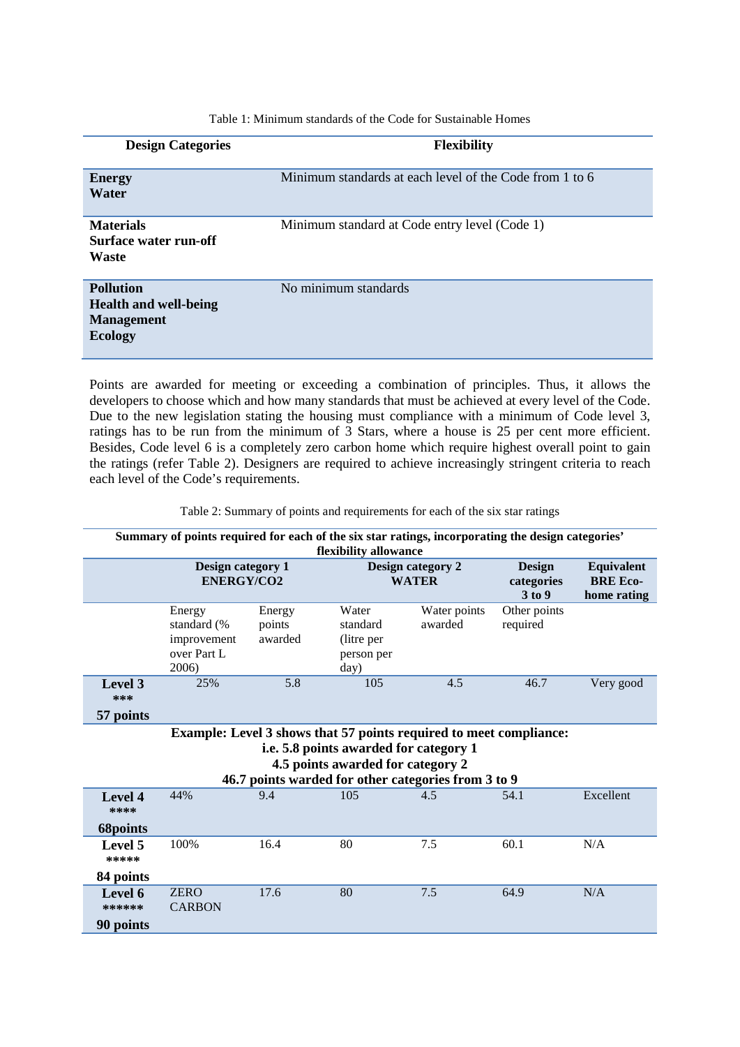Table 1: Minimum standards of the Code for Sustainable Homes

| Design Categories | Flexibility |
|---|---|
| **Energy**<br>**Water** | Minimum standards at each level of the Code from 1 to 6 |
| **Materials**<br>**Surface water run-off**<br>**Waste** | Minimum standard at Code entry level (Code 1) |
| **Pollution**<br>**Health and well-being**<br>**Management**<br>**Ecology** | No minimum standards |

Points are awarded for meeting or exceeding a combination of principles. Thus, it allows the developers to choose which and how many standards that must be achieved at every level of the Code. Due to the new legislation stating the housing must compliance with a minimum of Code level 3, ratings has to be run from the minimum of 3 Stars, where a house is 25 per cent more efficient. Besides, Code level 6 is a completely zero carbon home which require highest overall point to gain the ratings (refer Table 2). Designers are required to achieve increasingly stringent criteria to reach each level of the Code's requirements.

Table 2: Summary of points and requirements for each of the six star ratings

| **Summary of points required for each of the six star ratings, incorporating the design categories' flexibility allowance** | | | | | | |
|---|---|---|---|---|---|---|
| | **Design category 1 ENERGY/CO2** | | **Design category 2 WATER** | | **Design categories 3 to 9** | **Equivalent BRE Eco-home rating** |
| | Energy standard (% improvement over Part L 2006) | Energy points awarded | Water standard (litre per person per day) | Water points awarded | Other points required | |
| **Level 3** *** **57 points** | 25% | 5.8 | 105 | 4.5 | 46.7 | Very good |
| **Example: Level 3 shows that 57 points required to meet compliance: i.e. 5.8 points awarded for category 1; 4.5 points awarded for category 2; 46.7 points warded for other categories from 3 to 9** | | | | | | |
| **Level 4** **** **68points** | 44% | 9.4 | 105 | 4.5 | 54.1 | Excellent |
| **Level 5** ***** **84 points** | 100% | 16.4 | 80 | 7.5 | 60.1 | N/A |
| **Level 6** ****** **90 points** | ZERO CARBON | 17.6 | 80 | 7.5 | 64.9 | N/A |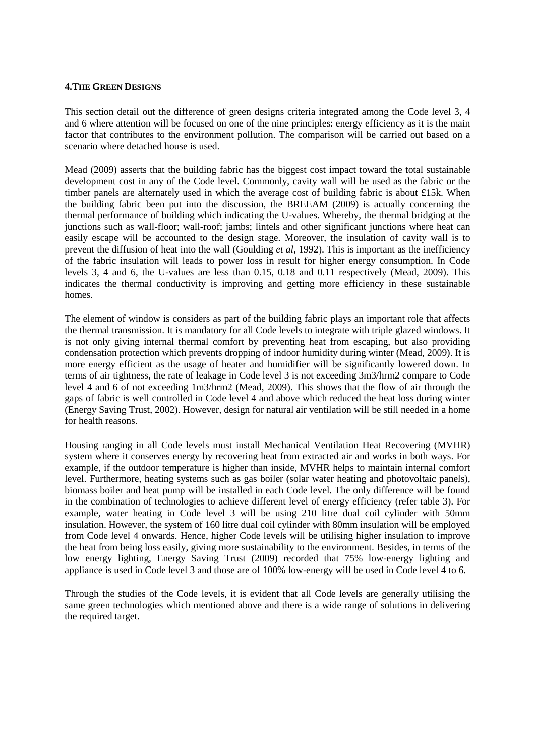**4.THE GREEN DESIGNS**

This section detail out the difference of green designs criteria integrated among the Code level 3, 4 and 6 where attention will be focused on one of the nine principles: energy efficiency as it is the main factor that contributes to the environment pollution. The comparison will be carried out based on a scenario where detached house is used.

Mead (2009) asserts that the building fabric has the biggest cost impact toward the total sustainable development cost in any of the Code level. Commonly, cavity wall will be used as the fabric or the timber panels are alternately used in which the average cost of building fabric is about £15k. When the building fabric been put into the discussion, the BREEAM (2009) is actually concerning the thermal performance of building which indicating the U-values. Whereby, the thermal bridging at the junctions such as wall-floor; wall-roof; jambs; lintels and other significant junctions where heat can easily escape will be accounted to the design stage. Moreover, the insulation of cavity wall is to prevent the diffusion of heat into the wall (Goulding *et al*, 1992). This is important as the inefficiency of the fabric insulation will leads to power loss in result for higher energy consumption. In Code levels 3, 4 and 6, the U-values are less than 0.15, 0.18 and 0.11 respectively (Mead, 2009). This indicates the thermal conductivity is improving and getting more efficiency in these sustainable homes.

The element of window is considers as part of the building fabric plays an important role that affects the thermal transmission. It is mandatory for all Code levels to integrate with triple glazed windows. It is not only giving internal thermal comfort by preventing heat from escaping, but also providing condensation protection which prevents dropping of indoor humidity during winter (Mead, 2009). It is more energy efficient as the usage of heater and humidifier will be significantly lowered down. In terms of air tightness, the rate of leakage in Code level 3 is not exceeding 3m3/hrm2 compare to Code level 4 and 6 of not exceeding 1m3/hrm2 (Mead, 2009). This shows that the flow of air through the gaps of fabric is well controlled in Code level 4 and above which reduced the heat loss during winter (Energy Saving Trust, 2002). However, design for natural air ventilation will be still needed in a home for health reasons.

Housing ranging in all Code levels must install Mechanical Ventilation Heat Recovering (MVHR) system where it conserves energy by recovering heat from extracted air and works in both ways. For example, if the outdoor temperature is higher than inside, MVHR helps to maintain internal comfort level. Furthermore, heating systems such as gas boiler (solar water heating and photovoltaic panels), biomass boiler and heat pump will be installed in each Code level. The only difference will be found in the combination of technologies to achieve different level of energy efficiency (refer table 3). For example, water heating in Code level 3 will be using 210 litre dual coil cylinder with 50mm insulation. However, the system of 160 litre dual coil cylinder with 80mm insulation will be employed from Code level 4 onwards. Hence, higher Code levels will be utilising higher insulation to improve the heat from being loss easily, giving more sustainability to the environment. Besides, in terms of the low energy lighting, Energy Saving Trust (2009) recorded that 75% low-energy lighting and appliance is used in Code level 3 and those are of 100% low-energy will be used in Code level 4 to 6.

Through the studies of the Code levels, it is evident that all Code levels are generally utilising the same green technologies which mentioned above and there is a wide range of solutions in delivering the required target.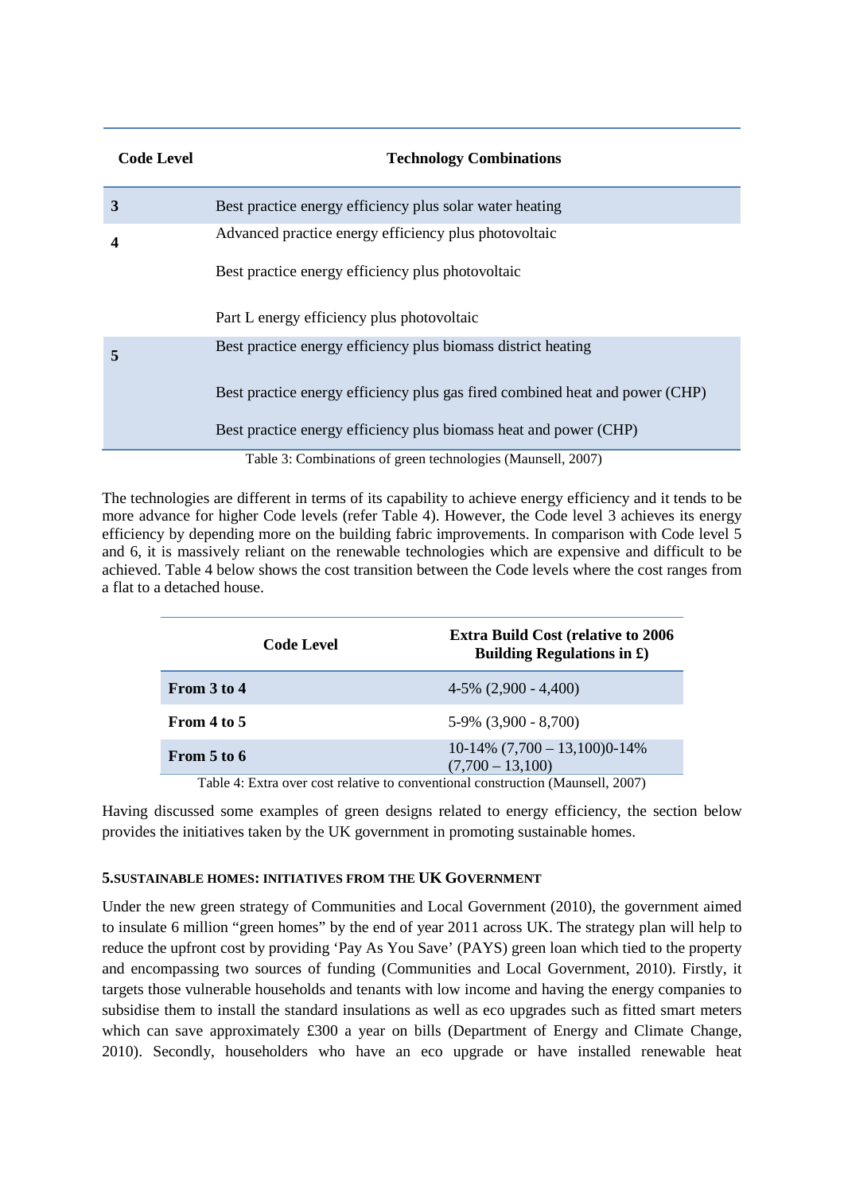| Code Level | Technology Combinations |
|---|---|
| **3** | Best practice energy efficiency plus solar water heating |
| **4** | Advanced practice energy efficiency plus photovoltaic |
| | Best practice energy efficiency plus photovoltaic |
| | Part L energy efficiency plus photovoltaic |
| **5** | Best practice energy efficiency plus biomass district heating |
| | Best practice energy efficiency plus gas fired combined heat and power (CHP) |
| | Best practice energy efficiency plus biomass heat and power (CHP) |

Table 3: Combinations of green technologies (Maunsell, 2007)

The technologies are different in terms of its capability to achieve energy efficiency and it tends to be more advance for higher Code levels (refer Table 4). However, the Code level 3 achieves its energy efficiency by depending more on the building fabric improvements. In comparison with Code level 5 and 6, it is massively reliant on the renewable technologies which are expensive and difficult to be achieved. Table 4 below shows the cost transition between the Code levels where the cost ranges from a flat to a detached house.

| Code Level | Extra Build Cost (relative to 2006 Building Regulations in £) |
|---|---|
| **From 3 to 4** | 4-5% (2,900 - 4,400) |
| **From 4 to 5** | 5-9% (3,900 - 8,700) |
| **From 5 to 6** | 10-14% (7,700 – 13,100)0-14% (7,700 – 13,100) |

Table 4: Extra over cost relative to conventional construction (Maunsell, 2007)

Having discussed some examples of green designs related to energy efficiency, the section below provides the initiatives taken by the UK government in promoting sustainable homes.

## 5. SUSTAINABLE HOMES: INITIATIVES FROM THE UK GOVERNMENT

Under the new green strategy of Communities and Local Government (2010), the government aimed to insulate 6 million "green homes" by the end of year 2011 across UK. The strategy plan will help to reduce the upfront cost by providing 'Pay As You Save' (PAYS) green loan which tied to the property and encompassing two sources of funding (Communities and Local Government, 2010). Firstly, it targets those vulnerable households and tenants with low income and having the energy companies to subsidise them to install the standard insulations as well as eco upgrades such as fitted smart meters which can save approximately £300 a year on bills (Department of Energy and Climate Change, 2010). Secondly, householders who have an eco upgrade or have installed renewable heat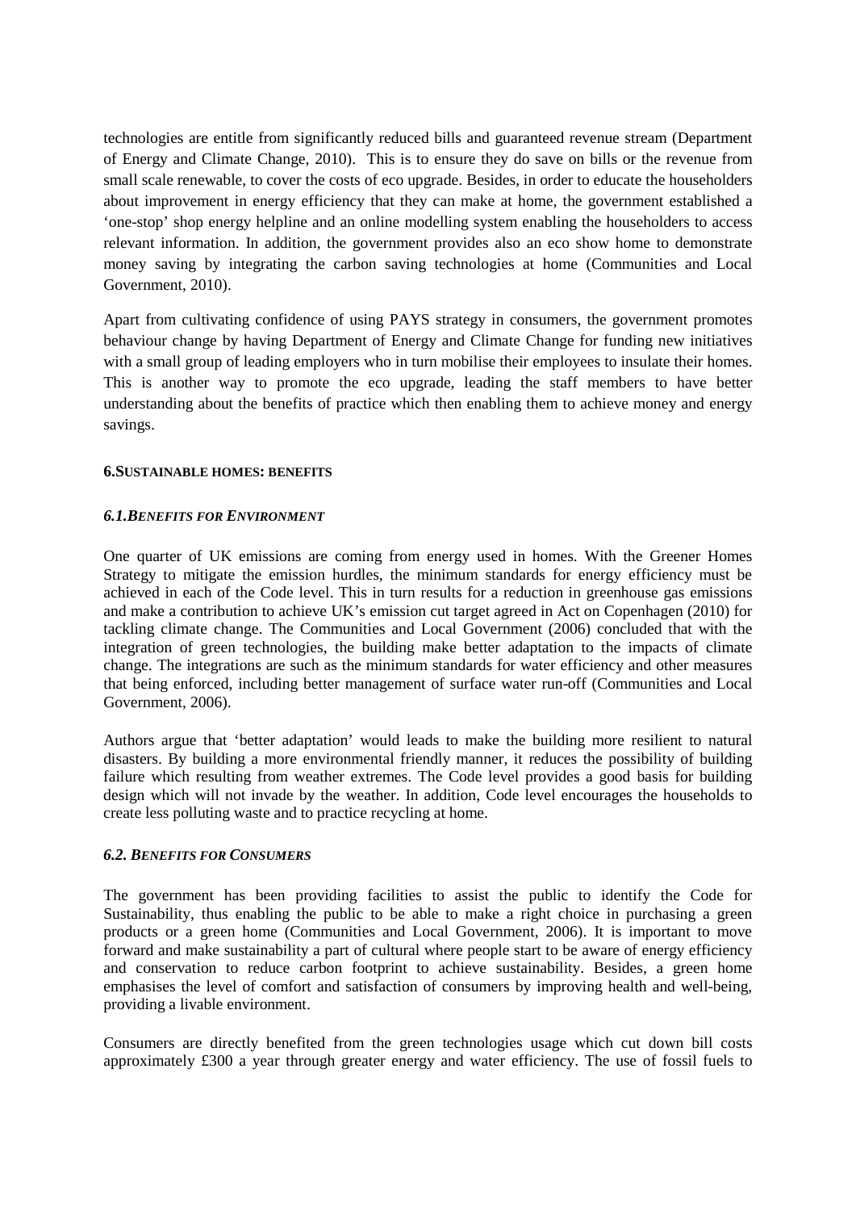technologies are entitle from significantly reduced bills and guaranteed revenue stream (Department of Energy and Climate Change, 2010). This is to ensure they do save on bills or the revenue from small scale renewable, to cover the costs of eco upgrade. Besides, in order to educate the householders about improvement in energy efficiency that they can make at home, the government established a 'one-stop' shop energy helpline and an online modelling system enabling the householders to access relevant information. In addition, the government provides also an eco show home to demonstrate money saving by integrating the carbon saving technologies at home (Communities and Local Government, 2010).

Apart from cultivating confidence of using PAYS strategy in consumers, the government promotes behaviour change by having Department of Energy and Climate Change for funding new initiatives with a small group of leading employers who in turn mobilise their employees to insulate their homes. This is another way to promote the eco upgrade, leading the staff members to have better understanding about the benefits of practice which then enabling them to achieve money and energy savings.

## 6. SUSTAINABLE HOMES: BENEFITS

### *6.1. BENEFITS FOR ENVIRONMENT*

One quarter of UK emissions are coming from energy used in homes. With the Greener Homes Strategy to mitigate the emission hurdles, the minimum standards for energy efficiency must be achieved in each of the Code level. This in turn results for a reduction in greenhouse gas emissions and make a contribution to achieve UK's emission cut target agreed in Act on Copenhagen (2010) for tackling climate change. The Communities and Local Government (2006) concluded that with the integration of green technologies, the building make better adaptation to the impacts of climate change. The integrations are such as the minimum standards for water efficiency and other measures that being enforced, including better management of surface water run-off (Communities and Local Government, 2006).

Authors argue that 'better adaptation' would leads to make the building more resilient to natural disasters. By building a more environmental friendly manner, it reduces the possibility of building failure which resulting from weather extremes. The Code level provides a good basis for building design which will not invade by the weather. In addition, Code level encourages the households to create less polluting waste and to practice recycling at home.

### *6.2. BENEFITS FOR CONSUMERS*

The government has been providing facilities to assist the public to identify the Code for Sustainability, thus enabling the public to be able to make a right choice in purchasing a green products or a green home (Communities and Local Government, 2006). It is important to move forward and make sustainability a part of cultural where people start to be aware of energy efficiency and conservation to reduce carbon footprint to achieve sustainability. Besides, a green home emphasises the level of comfort and satisfaction of consumers by improving health and well-being, providing a livable environment.

Consumers are directly benefited from the green technologies usage which cut down bill costs approximately £300 a year through greater energy and water efficiency. The use of fossil fuels to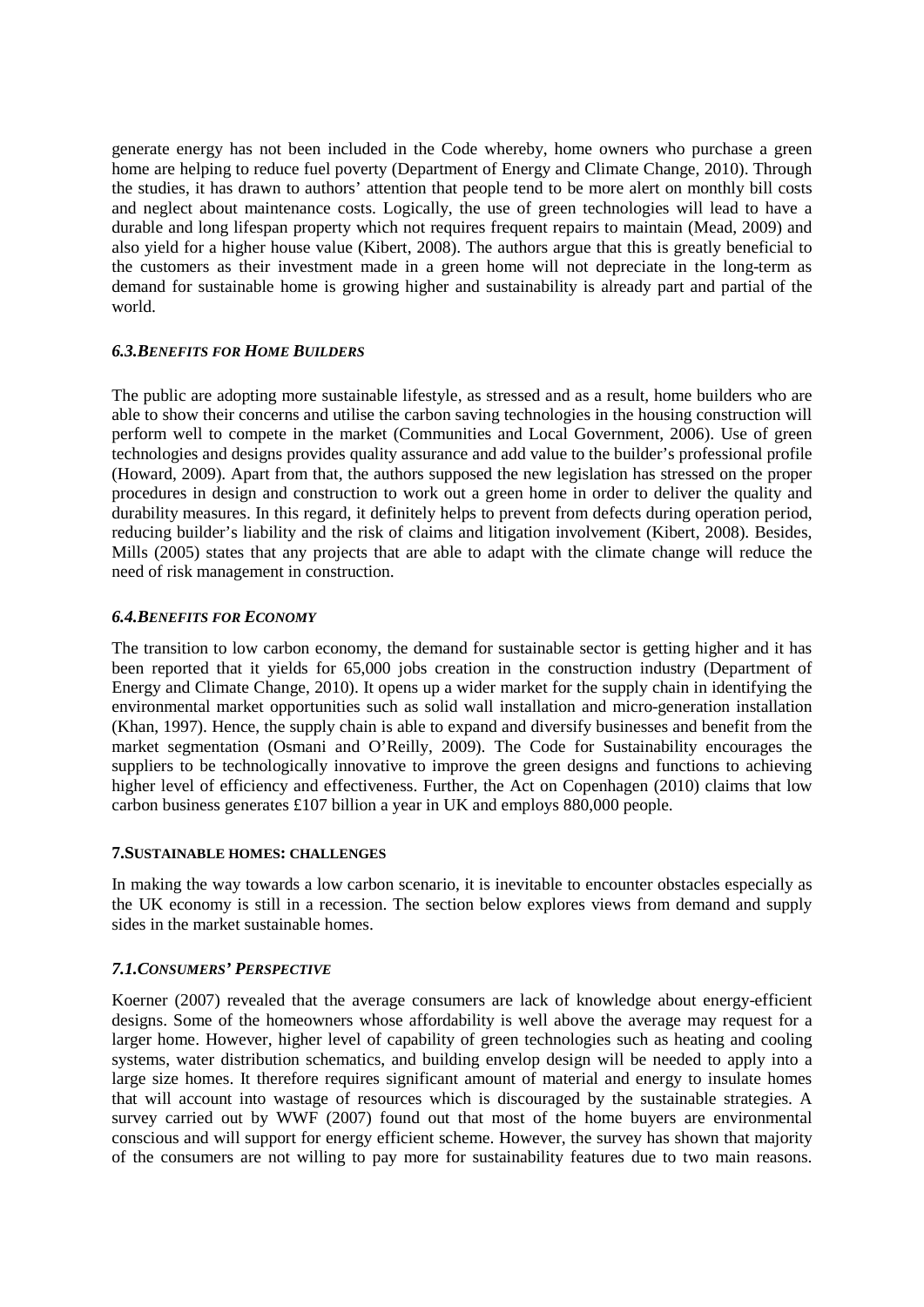generate energy has not been included in the Code whereby, home owners who purchase a green home are helping to reduce fuel poverty (Department of Energy and Climate Change, 2010). Through the studies, it has drawn to authors' attention that people tend to be more alert on monthly bill costs and neglect about maintenance costs. Logically, the use of green technologies will lead to have a durable and long lifespan property which not requires frequent repairs to maintain (Mead, 2009) and also yield for a higher house value (Kibert, 2008). The authors argue that this is greatly beneficial to the customers as their investment made in a green home will not depreciate in the long-term as demand for sustainable home is growing higher and sustainability is already part and partial of the world.

### *6.3.BENEFITS FOR HOME BUILDERS*

The public are adopting more sustainable lifestyle, as stressed and as a result, home builders who are able to show their concerns and utilise the carbon saving technologies in the housing construction will perform well to compete in the market (Communities and Local Government, 2006). Use of green technologies and designs provides quality assurance and add value to the builder's professional profile (Howard, 2009). Apart from that, the authors supposed the new legislation has stressed on the proper procedures in design and construction to work out a green home in order to deliver the quality and durability measures. In this regard, it definitely helps to prevent from defects during operation period, reducing builder's liability and the risk of claims and litigation involvement (Kibert, 2008). Besides, Mills (2005) states that any projects that are able to adapt with the climate change will reduce the need of risk management in construction.

### *6.4.BENEFITS FOR ECONOMY*

The transition to low carbon economy, the demand for sustainable sector is getting higher and it has been reported that it yields for 65,000 jobs creation in the construction industry (Department of Energy and Climate Change, 2010). It opens up a wider market for the supply chain in identifying the environmental market opportunities such as solid wall installation and micro-generation installation (Khan, 1997). Hence, the supply chain is able to expand and diversify businesses and benefit from the market segmentation (Osmani and O'Reilly, 2009). The Code for Sustainability encourages the suppliers to be technologically innovative to improve the green designs and functions to achieving higher level of efficiency and effectiveness. Further, the Act on Copenhagen (2010) claims that low carbon business generates £107 billion a year in UK and employs 880,000 people.

## 7.SUSTAINABLE HOMES: CHALLENGES

In making the way towards a low carbon scenario, it is inevitable to encounter obstacles especially as the UK economy is still in a recession. The section below explores views from demand and supply sides in the market sustainable homes.

### *7.1.CONSUMERS' PERSPECTIVE*

Koerner (2007) revealed that the average consumers are lack of knowledge about energy-efficient designs. Some of the homeowners whose affordability is well above the average may request for a larger home. However, higher level of capability of green technologies such as heating and cooling systems, water distribution schematics, and building envelop design will be needed to apply into a large size homes. It therefore requires significant amount of material and energy to insulate homes that will account into wastage of resources which is discouraged by the sustainable strategies. A survey carried out by WWF (2007) found out that most of the home buyers are environmental conscious and will support for energy efficient scheme. However, the survey has shown that majority of the consumers are not willing to pay more for sustainability features due to two main reasons.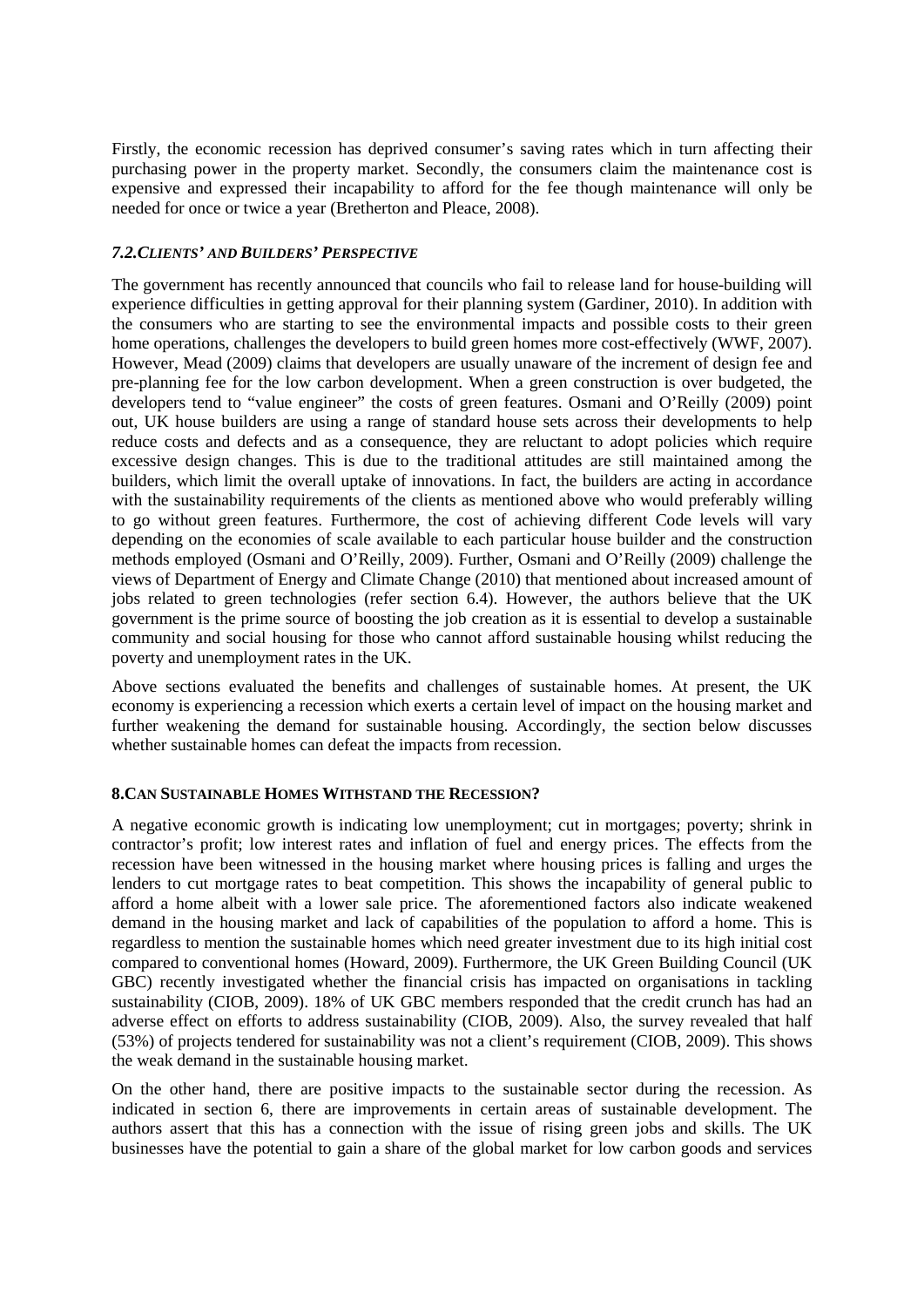Firstly, the economic recession has deprived consumer's saving rates which in turn affecting their purchasing power in the property market. Secondly, the consumers claim the maintenance cost is expensive and expressed their incapability to afford for the fee though maintenance will only be needed for once or twice a year (Bretherton and Pleace, 2008).

### *7.2. Clients' and Builders' Perspective*

The government has recently announced that councils who fail to release land for house-building will experience difficulties in getting approval for their planning system (Gardiner, 2010). In addition with the consumers who are starting to see the environmental impacts and possible costs to their green home operations, challenges the developers to build green homes more cost-effectively (WWF, 2007). However, Mead (2009) claims that developers are usually unaware of the increment of design fee and pre-planning fee for the low carbon development. When a green construction is over budgeted, the developers tend to "value engineer" the costs of green features. Osmani and O'Reilly (2009) point out, UK house builders are using a range of standard house sets across their developments to help reduce costs and defects and as a consequence, they are reluctant to adopt policies which require excessive design changes. This is due to the traditional attitudes are still maintained among the builders, which limit the overall uptake of innovations. In fact, the builders are acting in accordance with the sustainability requirements of the clients as mentioned above who would preferably willing to go without green features. Furthermore, the cost of achieving different Code levels will vary depending on the economies of scale available to each particular house builder and the construction methods employed (Osmani and O'Reilly, 2009). Further, Osmani and O'Reilly (2009) challenge the views of Department of Energy and Climate Change (2010) that mentioned about increased amount of jobs related to green technologies (refer section 6.4). However, the authors believe that the UK government is the prime source of boosting the job creation as it is essential to develop a sustainable community and social housing for those who cannot afford sustainable housing whilst reducing the poverty and unemployment rates in the UK.

Above sections evaluated the benefits and challenges of sustainable homes. At present, the UK economy is experiencing a recession which exerts a certain level of impact on the housing market and further weakening the demand for sustainable housing. Accordingly, the section below discusses whether sustainable homes can defeat the impacts from recession.

## **8. Can Sustainable Homes Withstand the Recession?**

A negative economic growth is indicating low unemployment; cut in mortgages; poverty; shrink in contractor's profit; low interest rates and inflation of fuel and energy prices. The effects from the recession have been witnessed in the housing market where housing prices is falling and urges the lenders to cut mortgage rates to beat competition. This shows the incapability of general public to afford a home albeit with a lower sale price. The aforementioned factors also indicate weakened demand in the housing market and lack of capabilities of the population to afford a home. This is regardless to mention the sustainable homes which need greater investment due to its high initial cost compared to conventional homes (Howard, 2009). Furthermore, the UK Green Building Council (UK GBC) recently investigated whether the financial crisis has impacted on organisations in tackling sustainability (CIOB, 2009). 18% of UK GBC members responded that the credit crunch has had an adverse effect on efforts to address sustainability (CIOB, 2009). Also, the survey revealed that half (53%) of projects tendered for sustainability was not a client's requirement (CIOB, 2009). This shows the weak demand in the sustainable housing market.

On the other hand, there are positive impacts to the sustainable sector during the recession. As indicated in section 6, there are improvements in certain areas of sustainable development. The authors assert that this has a connection with the issue of rising green jobs and skills. The UK businesses have the potential to gain a share of the global market for low carbon goods and services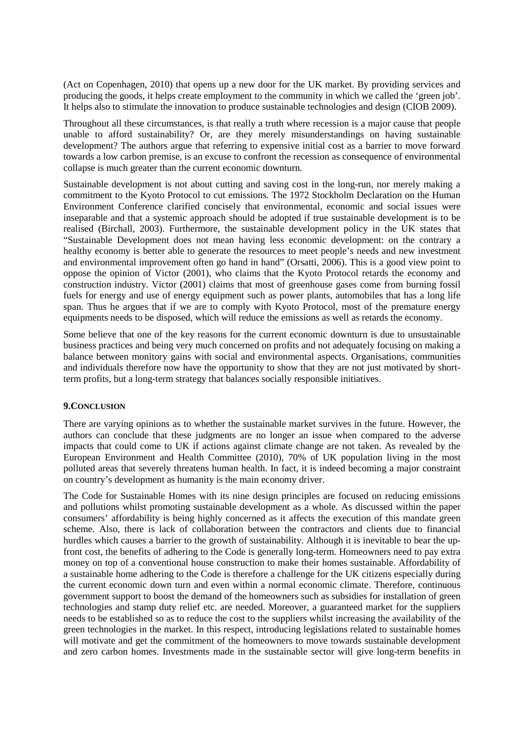(Act on Copenhagen, 2010) that opens up a new door for the UK market. By providing services and producing the goods, it helps create employment to the community in which we called the 'green job'. It helps also to stimulate the innovation to produce sustainable technologies and design (CIOB 2009).

Throughout all these circumstances, is that really a truth where recession is a major cause that people unable to afford sustainability? Or, are they merely misunderstandings on having sustainable development? The authors argue that referring to expensive initial cost as a barrier to move forward towards a low carbon premise, is an excuse to confront the recession as consequence of environmental collapse is much greater than the current economic downturn.

Sustainable development is not about cutting and saving cost in the long-run, nor merely making a commitment to the Kyoto Protocol to cut emissions. The 1972 Stockholm Declaration on the Human Environment Conference clarified concisely that environmental, economic and social issues were inseparable and that a systemic approach should be adopted if true sustainable development is to be realised (Birchall, 2003). Furthermore, the sustainable development policy in the UK states that "Sustainable Development does not mean having less economic development: on the contrary a healthy economy is better able to generate the resources to meet people's needs and new investment and environmental improvement often go hand in hand" (Orsatti, 2006). This is a good view point to oppose the opinion of Victor (2001), who claims that the Kyoto Protocol retards the economy and construction industry. Victor (2001) claims that most of greenhouse gases come from burning fossil fuels for energy and use of energy equipment such as power plants, automobiles that has a long life span. Thus he argues that if we are to comply with Kyoto Protocol, most of the premature energy equipments needs to be disposed, which will reduce the emissions as well as retards the economy.

Some believe that one of the key reasons for the current economic downturn is due to unsustainable business practices and being very much concerned on profits and not adequately focusing on making a balance between monitory gains with social and environmental aspects. Organisations, communities and individuals therefore now have the opportunity to show that they are not just motivated by short-term profits, but a long-term strategy that balances socially responsible initiatives.

## 9.CONCLUSION

There are varying opinions as to whether the sustainable market survives in the future. However, the authors can conclude that these judgments are no longer an issue when compared to the adverse impacts that could come to UK if actions against climate change are not taken. As revealed by the European Environment and Health Committee (2010), 70% of UK population living in the most polluted areas that severely threatens human health. In fact, it is indeed becoming a major constraint on country's development as humanity is the main economy driver.

The Code for Sustainable Homes with its nine design principles are focused on reducing emissions and pollutions whilst promoting sustainable development as a whole. As discussed within the paper consumers' affordability is being highly concerned as it affects the execution of this mandate green scheme. Also, there is lack of collaboration between the contractors and clients due to financial hurdles which causes a barrier to the growth of sustainability. Although it is inevitable to bear the up-front cost, the benefits of adhering to the Code is generally long-term. Homeowners need to pay extra money on top of a conventional house construction to make their homes sustainable. Affordability of a sustainable home adhering to the Code is therefore a challenge for the UK citizens especially during the current economic down turn and even within a normal economic climate. Therefore, continuous government support to boost the demand of the homeowners such as subsidies for installation of green technologies and stamp duty relief etc. are needed. Moreover, a guaranteed market for the suppliers needs to be established so as to reduce the cost to the suppliers whilst increasing the availability of the green technologies in the market. In this respect, introducing legislations related to sustainable homes will motivate and get the commitment of the homeowners to move towards sustainable development and zero carbon homes. Investments made in the sustainable sector will give long-term benefits in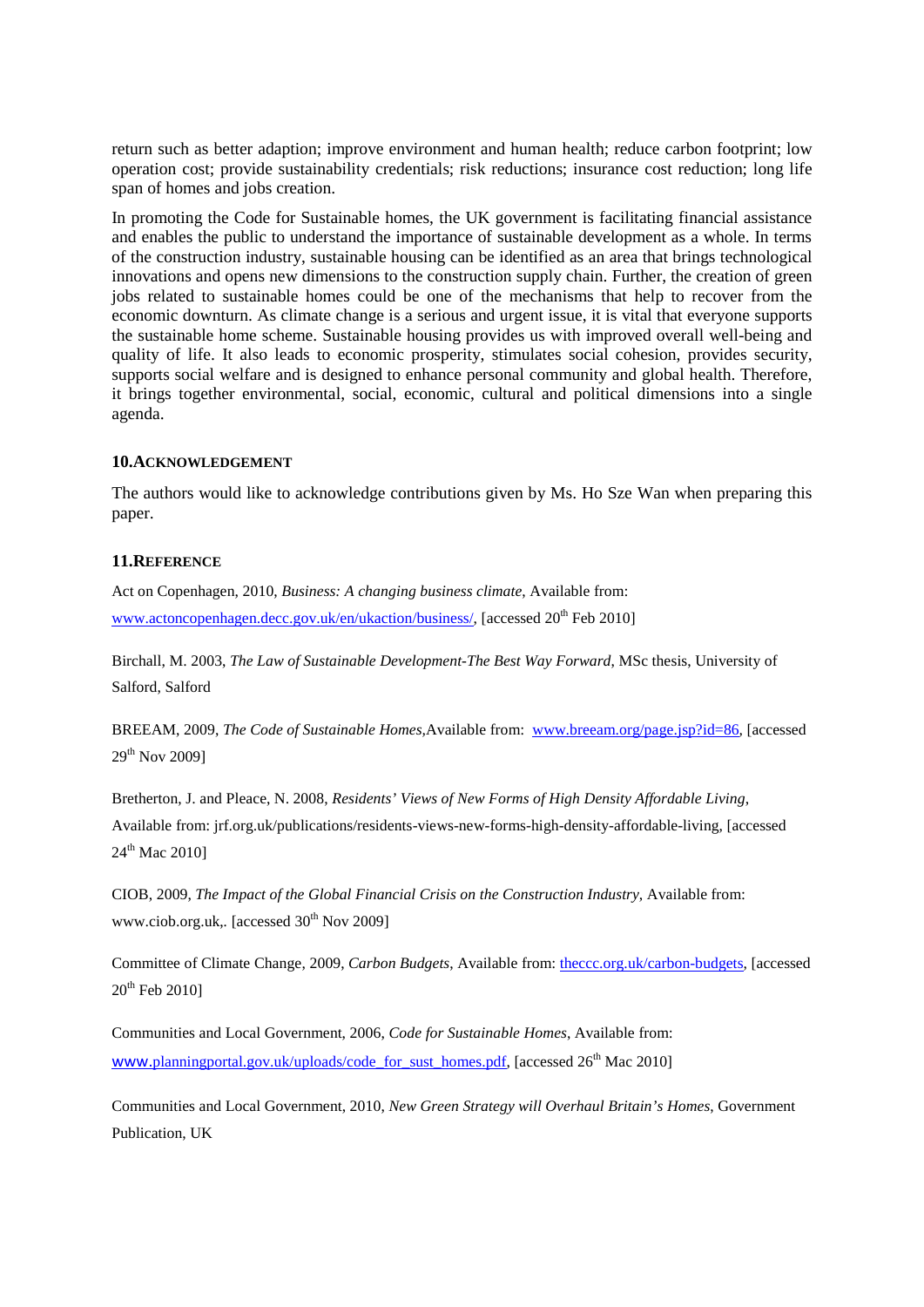return such as better adaption; improve environment and human health; reduce carbon footprint; low operation cost; provide sustainability credentials; risk reductions; insurance cost reduction; long life span of homes and jobs creation.

In promoting the Code for Sustainable homes, the UK government is facilitating financial assistance and enables the public to understand the importance of sustainable development as a whole. In terms of the construction industry, sustainable housing can be identified as an area that brings technological innovations and opens new dimensions to the construction supply chain. Further, the creation of green jobs related to sustainable homes could be one of the mechanisms that help to recover from the economic downturn. As climate change is a serious and urgent issue, it is vital that everyone supports the sustainable home scheme. Sustainable housing provides us with improved overall well-being and quality of life. It also leads to economic prosperity, stimulates social cohesion, provides security, supports social welfare and is designed to enhance personal community and global health. Therefore, it brings together environmental, social, economic, cultural and political dimensions into a single agenda.

## 10. ACKNOWLEDGEMENT

The authors would like to acknowledge contributions given by Ms. Ho Sze Wan when preparing this paper.

## 11. REFERENCE

Act on Copenhagen, 2010, *Business: A changing business climate*, Available from: www.actoncopenhagen.decc.gov.uk/en/ukaction/business/, [accessed 20th Feb 2010]

Birchall, M. 2003, *The Law of Sustainable Development-The Best Way Forward*, MSc thesis, University of Salford, Salford

BREEAM, 2009, *The Code of Sustainable Homes*, Available from: www.breeam.org/page.jsp?id=86, [accessed 29th Nov 2009]

Bretherton, J. and Pleace, N. 2008, *Residents' Views of New Forms of High Density Affordable Living*, Available from: jrf.org.uk/publications/residents-views-new-forms-high-density-affordable-living, [accessed 24th Mac 2010]

CIOB, 2009, *The Impact of the Global Financial Crisis on the Construction Industry*, Available from: www.ciob.org.uk,. [accessed 30th Nov 2009]

Committee of Climate Change, 2009, *Carbon Budgets*, Available from: theccc.org.uk/carbon-budgets, [accessed 20th Feb 2010]

Communities and Local Government, 2006, *Code for Sustainable Homes*, Available from: www.planningportal.gov.uk/uploads/code_for_sust_homes.pdf, [accessed 26th Mac 2010]

Communities and Local Government, 2010, *New Green Strategy will Overhaul Britain's Homes*, Government Publication, UK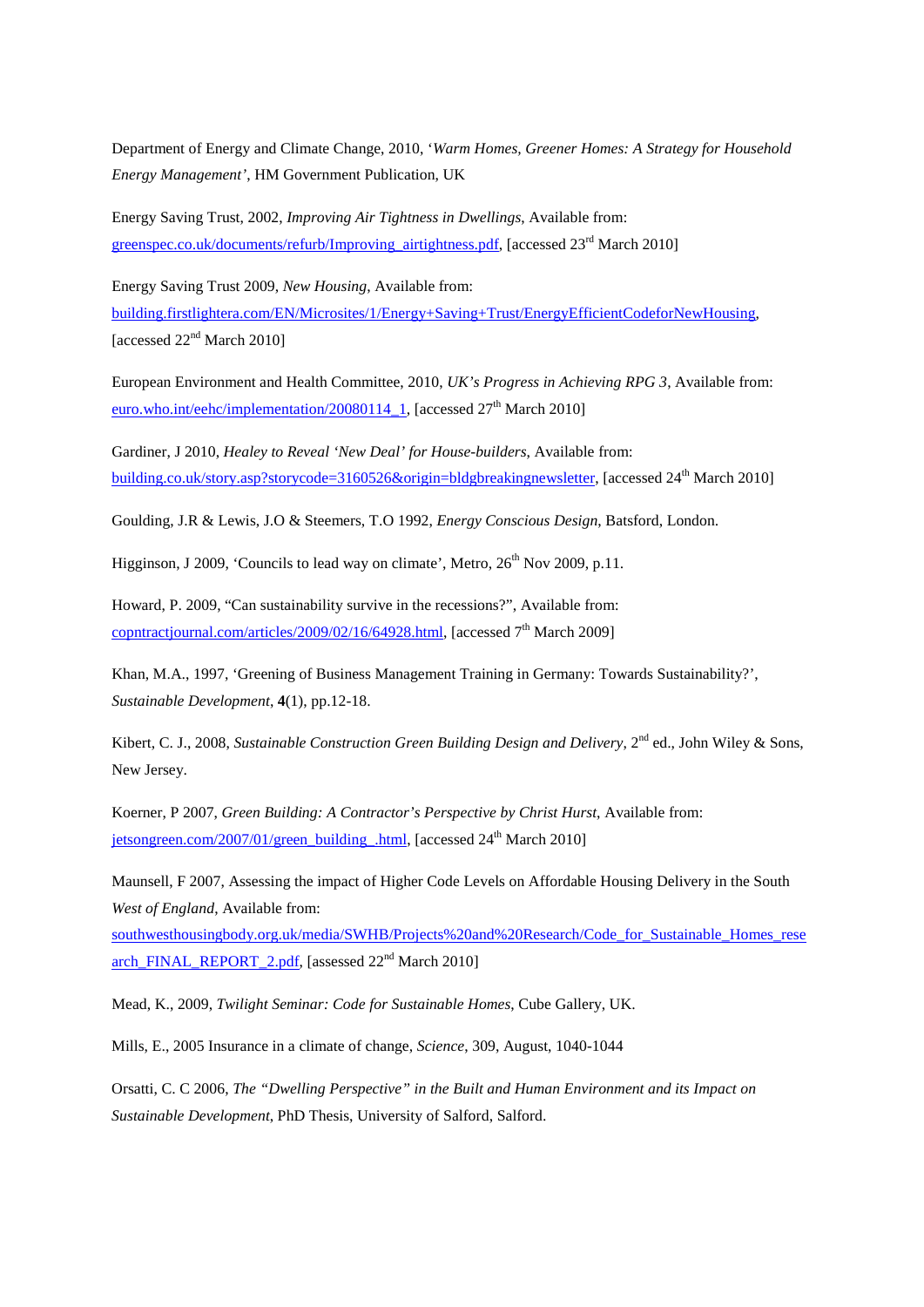Department of Energy and Climate Change, 2010, '*Warm Homes, Greener Homes: A Strategy for Household Energy Management'*, HM Government Publication, UK

Energy Saving Trust, 2002, *Improving Air Tightness in Dwellings*, Available from: greenspec.co.uk/documents/refurb/Improving_airtightness.pdf, [accessed 23rd March 2010]

Energy Saving Trust 2009, *New Housing*, Available from: building.firstlightera.com/EN/Microsites/1/Energy+Saving+Trust/EnergyEfficientCodeforNewHousing, [accessed 22nd March 2010]

European Environment and Health Committee, 2010, *UK's Progress in Achieving RPG 3*, Available from: euro.who.int/eehc/implementation/20080114_1, [accessed 27th March 2010]

Gardiner, J 2010, *Healey to Reveal 'New Deal' for House-builders*, Available from: building.co.uk/story.asp?storycode=3160526&origin=bldgbreakingnewsletter, [accessed 24th March 2010]

Goulding, J.R & Lewis, J.O & Steemers, T.O 1992, *Energy Conscious Design*, Batsford, London.

Higginson, J 2009, 'Councils to lead way on climate', Metro, 26th Nov 2009, p.11.

Howard, P. 2009, "Can sustainability survive in the recessions?", Available from: copntractjournal.com/articles/2009/02/16/64928.html, [accessed 7th March 2009]

Khan, M.A., 1997, 'Greening of Business Management Training in Germany: Towards Sustainability?', *Sustainable Development*, **4**(1), pp.12-18.

Kibert, C. J., 2008, *Sustainable Construction Green Building Design and Delivery*, 2nd ed., John Wiley & Sons, New Jersey.

Koerner, P 2007, *Green Building: A Contractor's Perspective by Christ Hurst*, Available from: jetsongreen.com/2007/01/green_building_.html, [accessed 24th March 2010]

Maunsell, F 2007, Assessing the impact of Higher Code Levels on Affordable Housing Delivery in the South *West of England*, Available from: southwesthousingbody.org.uk/media/SWHB/Projects%20and%20Research/Code_for_Sustainable_Homes_research_FINAL_REPORT_2.pdf, [assessed 22nd March 2010]

Mead, K., 2009, *Twilight Seminar: Code for Sustainable Homes*, Cube Gallery, UK.

Mills, E., 2005 Insurance in a climate of change, *Science*, 309, August, 1040-1044

Orsatti, C. C 2006, *The "Dwelling Perspective" in the Built and Human Environment and its Impact on Sustainable Development*, PhD Thesis, University of Salford, Salford.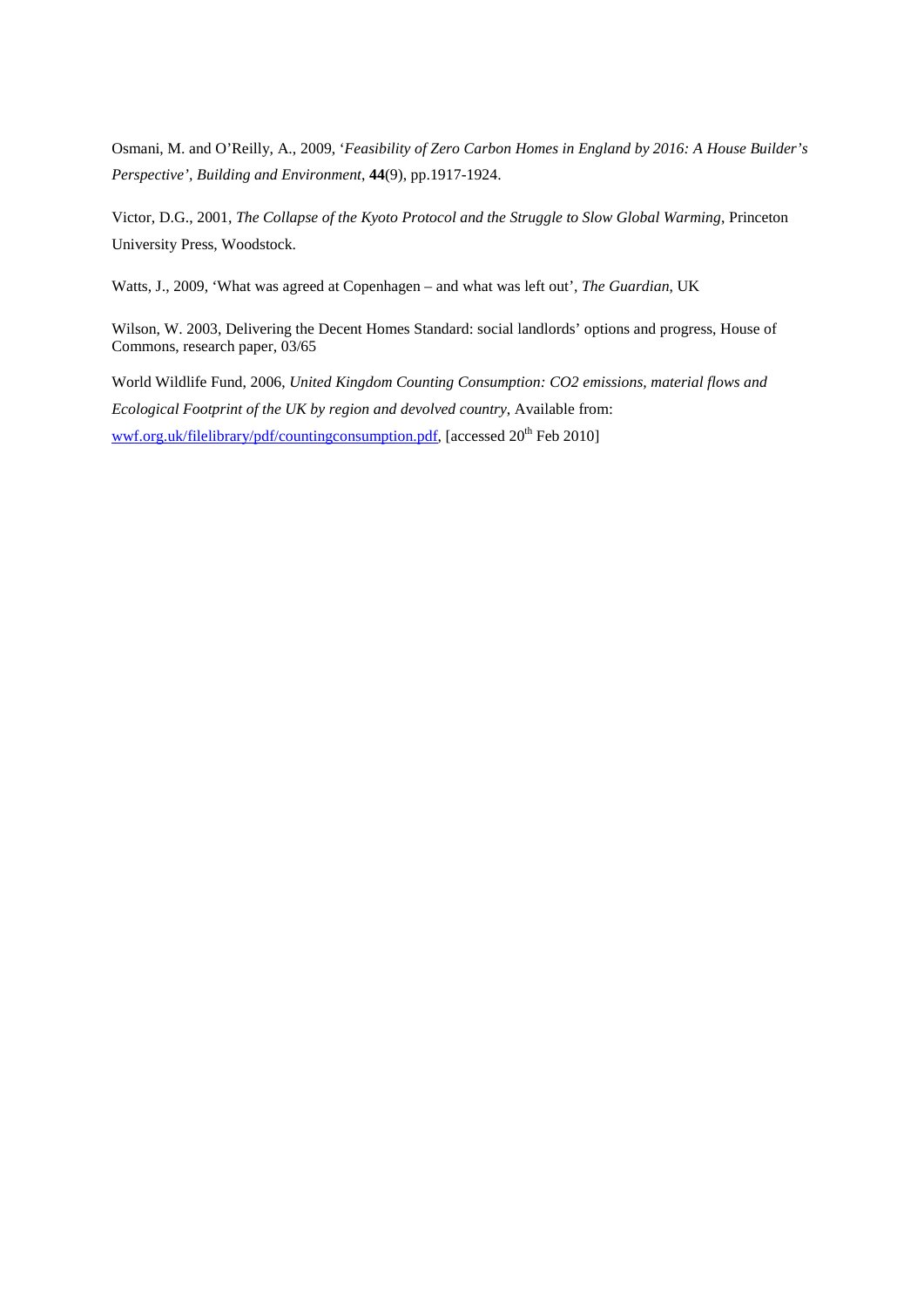Osmani, M. and O'Reilly, A., 2009, '*Feasibility of Zero Carbon Homes in England by 2016: A House Builder's Perspective*', *Building and Environment*, **44**(9), pp.1917-1924.

Victor, D.G., 2001, *The Collapse of the Kyoto Protocol and the Struggle to Slow Global Warming*, Princeton University Press, Woodstock.

Watts, J., 2009, 'What was agreed at Copenhagen – and what was left out', *The Guardian*, UK

Wilson, W. 2003, Delivering the Decent Homes Standard: social landlords' options and progress, House of Commons, research paper, 03/65

World Wildlife Fund, 2006, *United Kingdom Counting Consumption: CO2 emissions, material flows and Ecological Footprint of the UK by region and devolved country*, Available from: wwf.org.uk/filelibrary/pdf/countingconsumption.pdf, [accessed 20th Feb 2010]